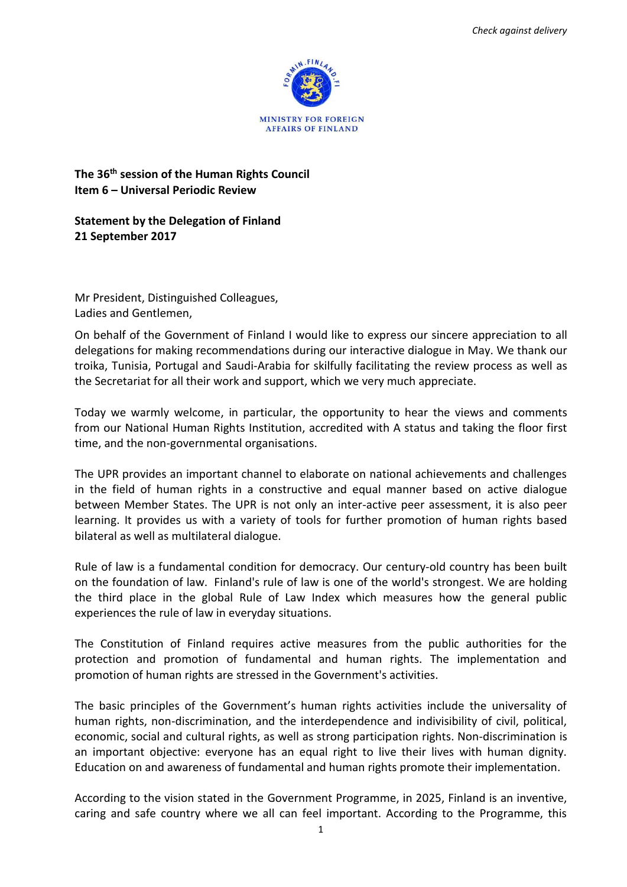*Check against delivery*

MINISTRY FOR FOREIGN AFFAIRS OF FINLAND

**The 36th session of the Human Rights Council**
**Item 6 – Universal Periodic Review**

**Statement by the Delegation of Finland**
**21 September 2017**

Mr President, Distinguished Colleagues,
Ladies and Gentlemen,

On behalf of the Government of Finland I would like to express our sincere appreciation to all delegations for making recommendations during our interactive dialogue in May. We thank our troika, Tunisia, Portugal and Saudi-Arabia for skilfully facilitating the review process as well as the Secretariat for all their work and support, which we very much appreciate.

Today we warmly welcome, in particular, the opportunity to hear the views and comments from our National Human Rights Institution, accredited with A status and taking the floor first time, and the non-governmental organisations.

The UPR provides an important channel to elaborate on national achievements and challenges in the field of human rights in a constructive and equal manner based on active dialogue between Member States. The UPR is not only an inter-active peer assessment, it is also peer learning. It provides us with a variety of tools for further promotion of human rights based bilateral as well as multilateral dialogue.

Rule of law is a fundamental condition for democracy. Our century-old country has been built on the foundation of law. Finland's rule of law is one of the world's strongest. We are holding the third place in the global Rule of Law Index which measures how the general public experiences the rule of law in everyday situations.

The Constitution of Finland requires active measures from the public authorities for the protection and promotion of fundamental and human rights. The implementation and promotion of human rights are stressed in the Government's activities.

The basic principles of the Government's human rights activities include the universality of human rights, non-discrimination, and the interdependence and indivisibility of civil, political, economic, social and cultural rights, as well as strong participation rights. Non-discrimination is an important objective: everyone has an equal right to live their lives with human dignity. Education on and awareness of fundamental and human rights promote their implementation.

According to the vision stated in the Government Programme, in 2025, Finland is an inventive, caring and safe country where we all can feel important. According to the Programme, this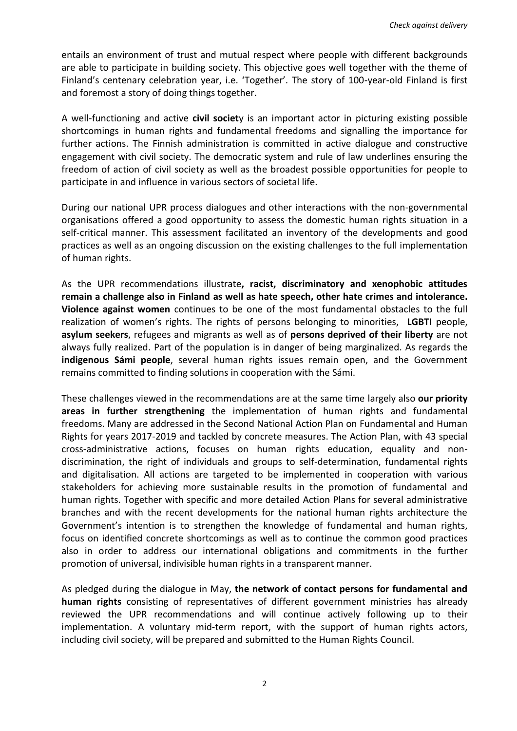entails an environment of trust and mutual respect where people with different backgrounds are able to participate in building society. This objective goes well together with the theme of Finland's centenary celebration year, i.e. 'Together'. The story of 100-year-old Finland is first and foremost a story of doing things together.

A well-functioning and active **civil societ**y is an important actor in picturing existing possible shortcomings in human rights and fundamental freedoms and signalling the importance for further actions. The Finnish administration is committed in active dialogue and constructive engagement with civil society. The democratic system and rule of law underlines ensuring the freedom of action of civil society as well as the broadest possible opportunities for people to participate in and influence in various sectors of societal life.

During our national UPR process dialogues and other interactions with the non-governmental organisations offered a good opportunity to assess the domestic human rights situation in a self-critical manner. This assessment facilitated an inventory of the developments and good practices as well as an ongoing discussion on the existing challenges to the full implementation of human rights.

As the UPR recommendations illustrate**, racist, discriminatory and xenophobic attitudes remain a challenge also in Finland as well as hate speech, other hate crimes and intolerance. Violence against women** continues to be one of the most fundamental obstacles to the full realization of women's rights. The rights of persons belonging to minorities, **LGBTI** people, **asylum seekers**, refugees and migrants as well as of **persons deprived of their liberty** are not always fully realized. Part of the population is in danger of being marginalized. As regards the **indigenous Sámi people**, several human rights issues remain open, and the Government remains committed to finding solutions in cooperation with the Sámi.

These challenges viewed in the recommendations are at the same time largely also **our priority areas in further strengthening** the implementation of human rights and fundamental freedoms. Many are addressed in the Second National Action Plan on Fundamental and Human Rights for years 2017-2019 and tackled by concrete measures. The Action Plan, with 43 special cross-administrative actions, focuses on human rights education, equality and non-discrimination, the right of individuals and groups to self-determination, fundamental rights and digitalisation. All actions are targeted to be implemented in cooperation with various stakeholders for achieving more sustainable results in the promotion of fundamental and human rights. Together with specific and more detailed Action Plans for several administrative branches and with the recent developments for the national human rights architecture the Government's intention is to strengthen the knowledge of fundamental and human rights, focus on identified concrete shortcomings as well as to continue the common good practices also in order to address our international obligations and commitments in the further promotion of universal, indivisible human rights in a transparent manner.

As pledged during the dialogue in May, **the network of contact persons for fundamental and human rights** consisting of representatives of different government ministries has already reviewed the UPR recommendations and will continue actively following up to their implementation. A voluntary mid-term report, with the support of human rights actors, including civil society, will be prepared and submitted to the Human Rights Council.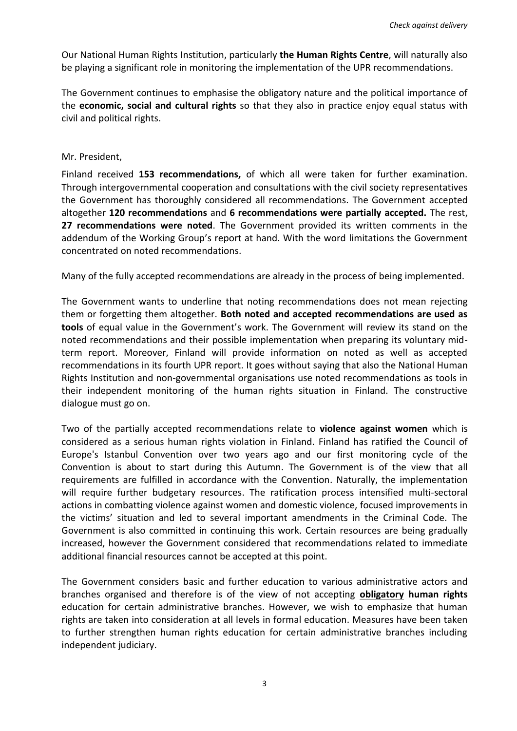Our National Human Rights Institution, particularly **the Human Rights Centre**, will naturally also be playing a significant role in monitoring the implementation of the UPR recommendations.

The Government continues to emphasise the obligatory nature and the political importance of the **economic, social and cultural rights** so that they also in practice enjoy equal status with civil and political rights.

Mr. President,

Finland received **153 recommendations,** of which all were taken for further examination. Through intergovernmental cooperation and consultations with the civil society representatives the Government has thoroughly considered all recommendations. The Government accepted altogether **120 recommendations** and **6 recommendations were partially accepted.** The rest, **27 recommendations were noted**. The Government provided its written comments in the addendum of the Working Group's report at hand. With the word limitations the Government concentrated on noted recommendations.

Many of the fully accepted recommendations are already in the process of being implemented.

The Government wants to underline that noting recommendations does not mean rejecting them or forgetting them altogether. **Both noted and accepted recommendations are used as tools** of equal value in the Government's work. The Government will review its stand on the noted recommendations and their possible implementation when preparing its voluntary mid-term report. Moreover, Finland will provide information on noted as well as accepted recommendations in its fourth UPR report. It goes without saying that also the National Human Rights Institution and non-governmental organisations use noted recommendations as tools in their independent monitoring of the human rights situation in Finland. The constructive dialogue must go on.

Two of the partially accepted recommendations relate to **violence against women** which is considered as a serious human rights violation in Finland. Finland has ratified the Council of Europe's Istanbul Convention over two years ago and our first monitoring cycle of the Convention is about to start during this Autumn. The Government is of the view that all requirements are fulfilled in accordance with the Convention. Naturally, the implementation will require further budgetary resources. The ratification process intensified multi-sectoral actions in combatting violence against women and domestic violence, focused improvements in the victims' situation and led to several important amendments in the Criminal Code. The Government is also committed in continuing this work. Certain resources are being gradually increased, however the Government considered that recommendations related to immediate additional financial resources cannot be accepted at this point.

The Government considers basic and further education to various administrative actors and branches organised and therefore is of the view of not accepting **obligatory human rights** education for certain administrative branches. However, we wish to emphasize that human rights are taken into consideration at all levels in formal education. Measures have been taken to further strengthen human rights education for certain administrative branches including independent judiciary.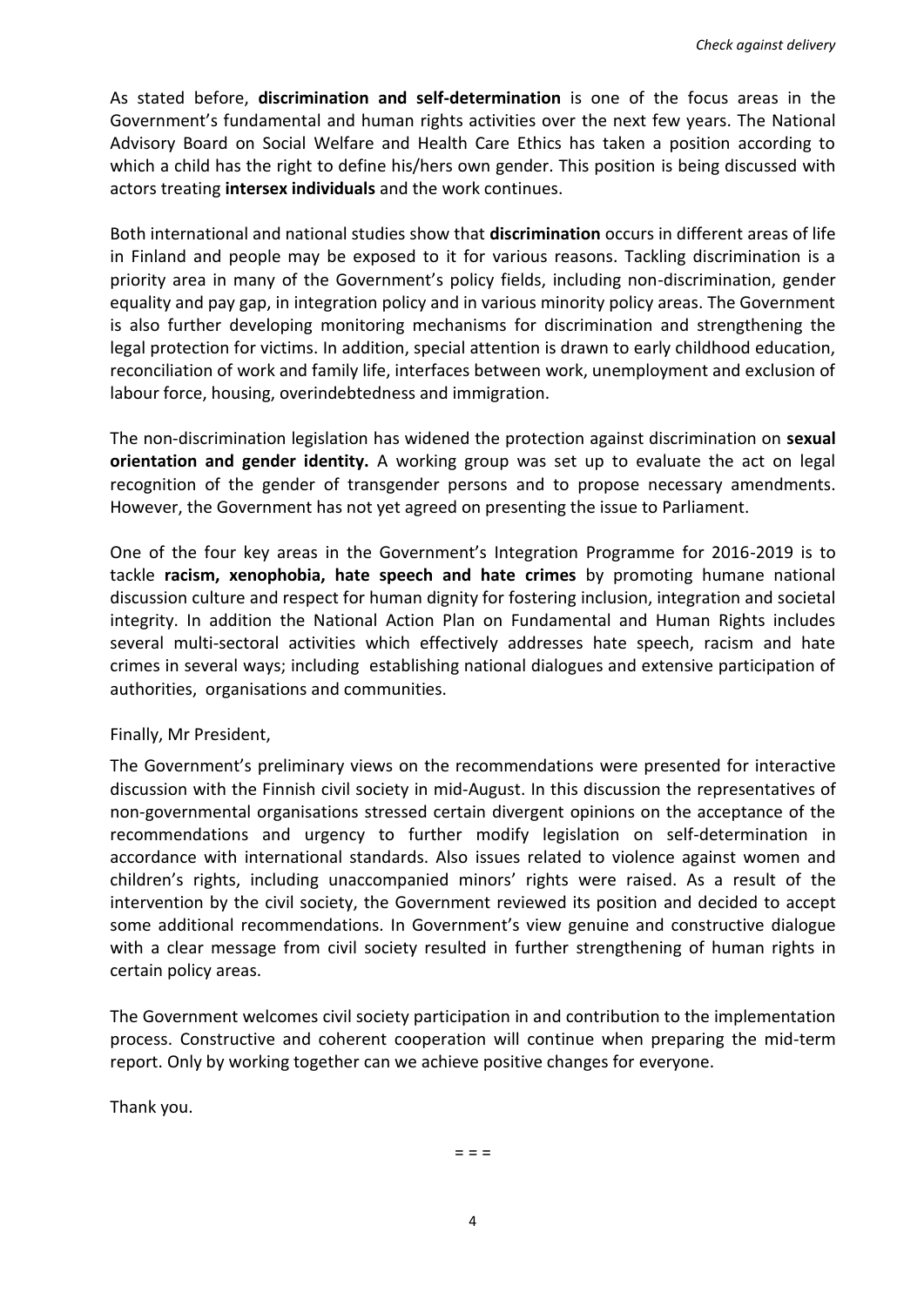As stated before, **discrimination and self-determination** is one of the focus areas in the Government's fundamental and human rights activities over the next few years. The National Advisory Board on Social Welfare and Health Care Ethics has taken a position according to which a child has the right to define his/hers own gender. This position is being discussed with actors treating **intersex individuals** and the work continues.

Both international and national studies show that **discrimination** occurs in different areas of life in Finland and people may be exposed to it for various reasons. Tackling discrimination is a priority area in many of the Government's policy fields, including non-discrimination, gender equality and pay gap, in integration policy and in various minority policy areas. The Government is also further developing monitoring mechanisms for discrimination and strengthening the legal protection for victims. In addition, special attention is drawn to early childhood education, reconciliation of work and family life, interfaces between work, unemployment and exclusion of labour force, housing, overindebtedness and immigration.

The non-discrimination legislation has widened the protection against discrimination on **sexual orientation and gender identity.** A working group was set up to evaluate the act on legal recognition of the gender of transgender persons and to propose necessary amendments. However, the Government has not yet agreed on presenting the issue to Parliament.

One of the four key areas in the Government's Integration Programme for 2016-2019 is to tackle **racism, xenophobia, hate speech and hate crimes** by promoting humane national discussion culture and respect for human dignity for fostering inclusion, integration and societal integrity. In addition the National Action Plan on Fundamental and Human Rights includes several multi-sectoral activities which effectively addresses hate speech, racism and hate crimes in several ways; including establishing national dialogues and extensive participation of authorities, organisations and communities.

Finally, Mr President,

The Government's preliminary views on the recommendations were presented for interactive discussion with the Finnish civil society in mid-August. In this discussion the representatives of non-governmental organisations stressed certain divergent opinions on the acceptance of the recommendations and urgency to further modify legislation on self-determination in accordance with international standards. Also issues related to violence against women and children's rights, including unaccompanied minors' rights were raised. As a result of the intervention by the civil society, the Government reviewed its position and decided to accept some additional recommendations. In Government's view genuine and constructive dialogue with a clear message from civil society resulted in further strengthening of human rights in certain policy areas.

The Government welcomes civil society participation in and contribution to the implementation process. Constructive and coherent cooperation will continue when preparing the mid-term report. Only by working together can we achieve positive changes for everyone.

Thank you.

= = =